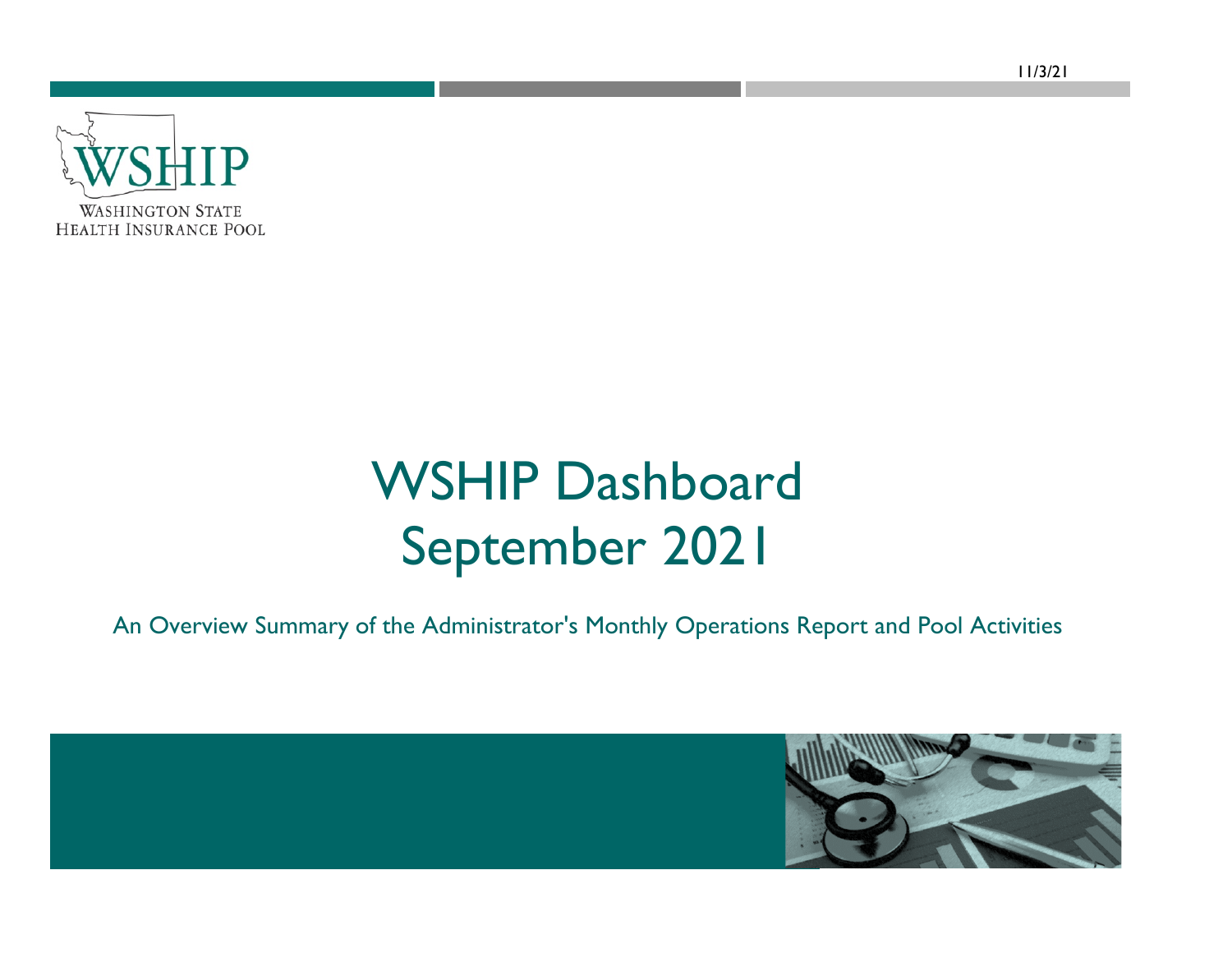11/3/21

WSHIP

WASHINGTON STATE
HEALTH INSURANCE POOL

# WSHIP Dashboard
# September 2021

An Overview Summary of the Administrator's Monthly Operations Report and Pool Activities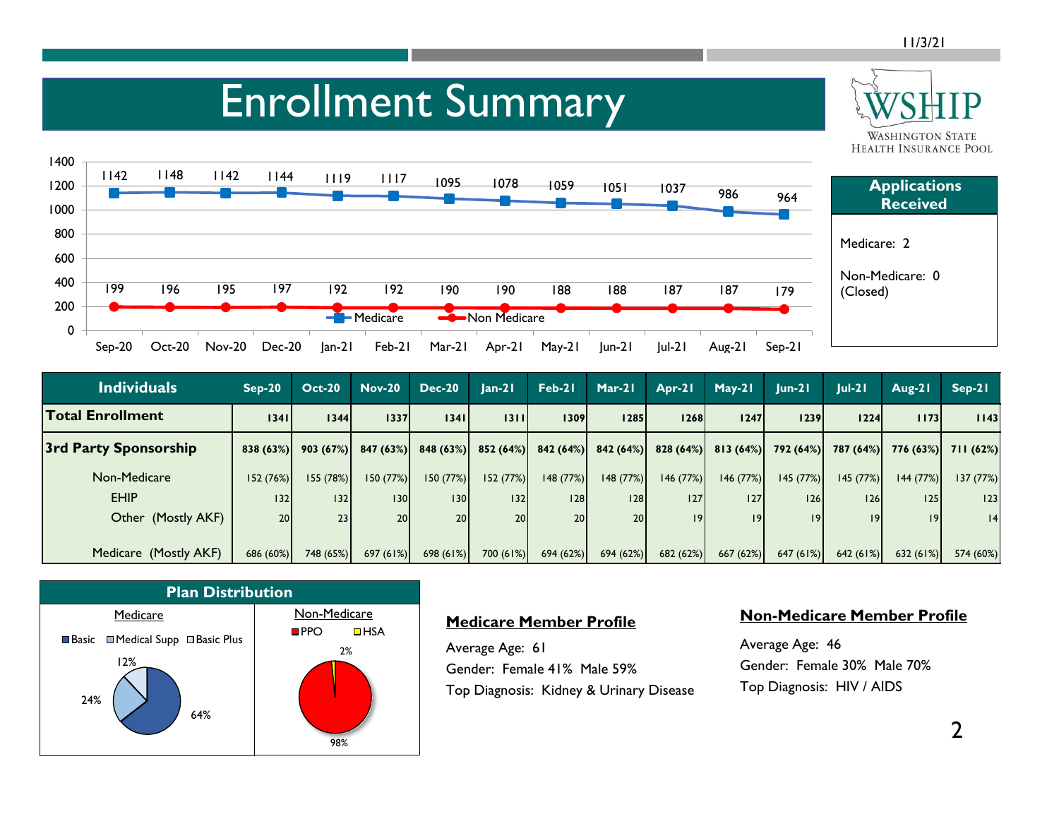# Enrollment Summary

WSHIP
WASHINGTON STATE HEALTH INSURANCE POOL

| | Sep-20 | Oct-20 | Nov-20 | Dec-20 | Jan-21 | Feb-21 | Mar-21 | Apr-21 | May-21 | Jun-21 | Jul-21 | Aug-21 | Sep-21 |
|---|---|---|---|---|---|---|---|---|---|---|---|---|---|
| Medicare | 1142 | 1148 | 1142 | 1144 | 1119 | 1117 | 1095 | 1078 | 1059 | 1051 | 1037 | 986 | 964 |
| Non Medicare | 199 | 196 | 195 | 197 | 192 | 192 | 190 | 190 | 188 | 188 | 187 | 187 | 179 |

**Applications Received**

Medicare: 2

Non-Medicare: 0 (Closed)

| Individuals | Sep-20 | Oct-20 | Nov-20 | Dec-20 | Jan-21 | Feb-21 | Mar-21 | Apr-21 | May-21 | Jun-21 | Jul-21 | Aug-21 | Sep-21 |
|---|---|---|---|---|---|---|---|---|---|---|---|---|---|
| **Total Enrollment** | 1341 | 1344 | 1337 | 1341 | 1311 | 1309 | 1285 | 1268 | 1247 | 1239 | 1224 | 1173 | 1143 |
| **3rd Party Sponsorship** | 838 (63%) | 903 (67%) | 847 (63%) | 848 (63%) | 852 (64%) | 842 (64%) | 842 (64%) | 828 (64%) | 813 (64%) | 792 (64%) | 787 (64%) | 776 (63%) | 711 (62%) |
| Non-Medicare | 152 (76%) | 155 (78%) | 150 (77%) | 150 (77%) | 152 (77%) | 148 (77%) | 148 (77%) | 146 (77%) | 146 (77%) | 145 (77%) | 145 (77%) | 144 (77%) | 137 (77%) |
| EHIP | 132 | 132 | 130 | 130 | 132 | 128 | 128 | 127 | 127 | 126 | 126 | 125 | 123 |
| Other (Mostly AKF) | 20 | 23 | 20 | 20 | 20 | 20 | 20 | 19 | 19 | 19 | 19 | 19 | 14 |
| Medicare (Mostly AKF) | 686 (60%) | 748 (65%) | 697 (61%) | 698 (61%) | 700 (61%) | 694 (62%) | 694 (62%) | 682 (62%) | 667 (62%) | 647 (61%) | 642 (61%) | 632 (61%) | 574 (60%) |

**Plan Distribution**

Medicare: Basic 64%, Medical Supp 24%, Basic Plus 12%

Non-Medicare: PPO 98%, HSA 2%

**Medicare Member Profile**

Average Age: 61

Gender: Female 41% Male 59%

Top Diagnosis: Kidney & Urinary Disease

**Non-Medicare Member Profile**

Average Age: 46

Gender: Female 30% Male 70%

Top Diagnosis: HIV / AIDS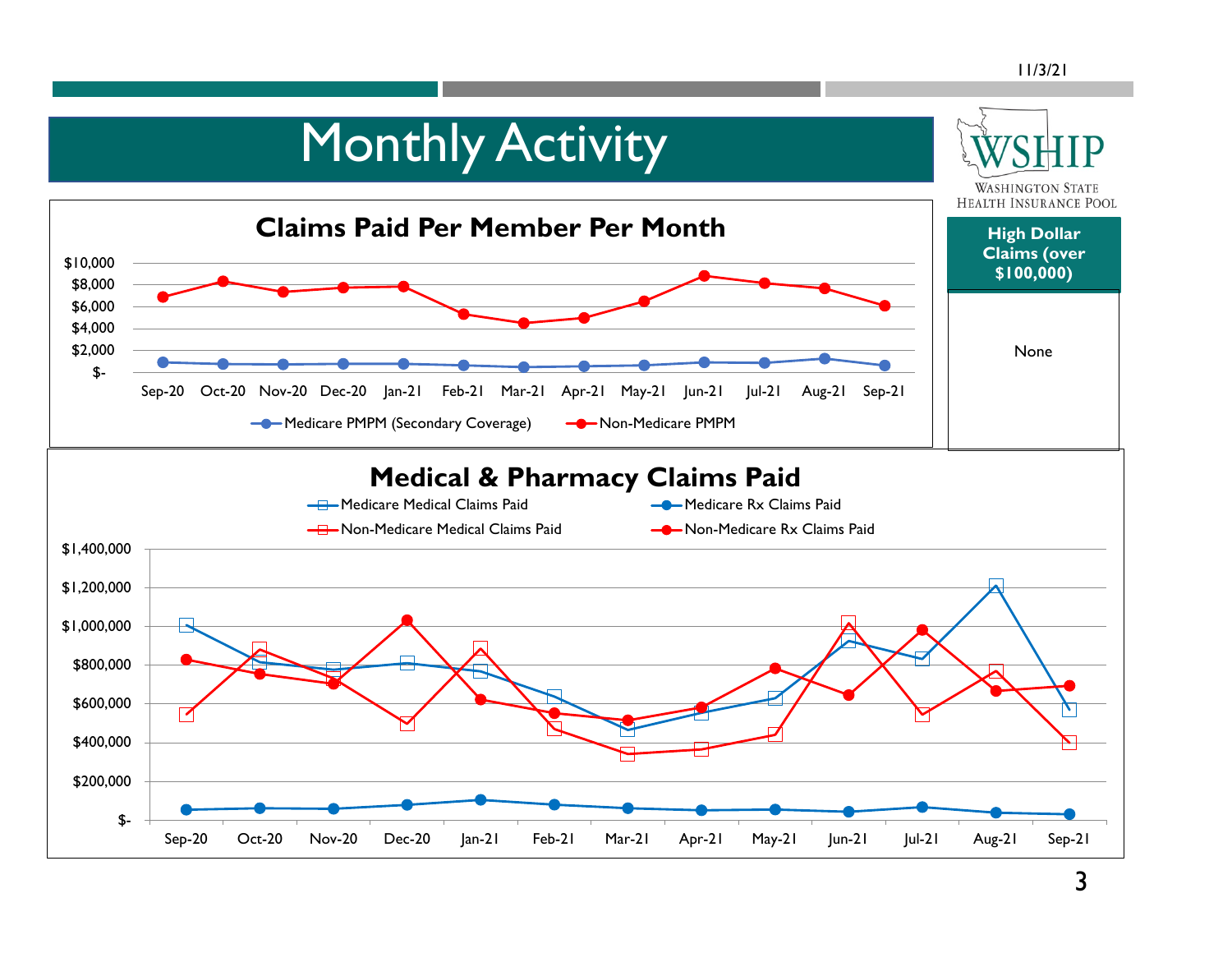# Monthly Activity

## Claims Paid Per Member Per Month

Legend: Medicare PMPM (Secondary Coverage); Non-Medicare PMPM

Y-axis: $-, $2,000, $4,000, $6,000, $8,000, $10,000

X-axis: Sep-20, Oct-20, Nov-20, Dec-20, Jan-21, Feb-21, Mar-21, Apr-21, May-21, Jun-21, Jul-21, Aug-21, Sep-21

| High Dollar Claims (over $100,000) |
| --- |
| None |

## Medical & Pharmacy Claims Paid

Legend: Medicare Medical Claims Paid; Medicare Rx Claims Paid; Non-Medicare Medical Claims Paid; Non-Medicare Rx Claims Paid

Y-axis: $-, $200,000, $400,000, $600,000, $800,000, $1,000,000, $1,200,000, $1,400,000

X-axis: Sep-20, Oct-20, Nov-20, Dec-20, Jan-21, Feb-21, Mar-21, Apr-21, May-21, Jun-21, Jul-21, Aug-21, Sep-21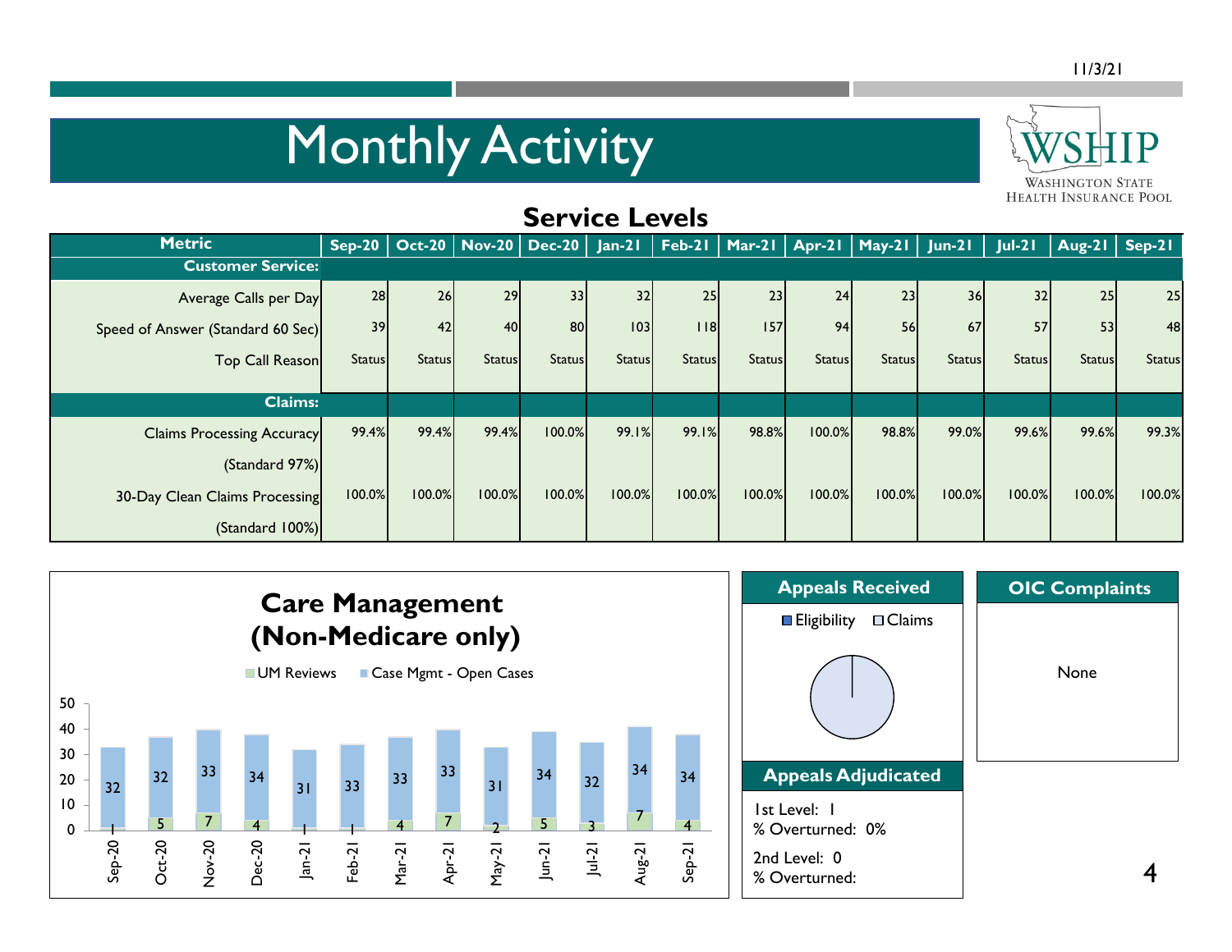# Monthly Activity

WSHIP
WASHINGTON STATE HEALTH INSURANCE POOL

## Service Levels

| Metric | Sep-20 | Oct-20 | Nov-20 | Dec-20 | Jan-21 | Feb-21 | Mar-21 | Apr-21 | May-21 | Jun-21 | Jul-21 | Aug-21 | Sep-21 |
|---|---|---|---|---|---|---|---|---|---|---|---|---|---|
| **Customer Service:** | | | | | | | | | | | | | |
| Average Calls per Day | 28 | 26 | 29 | 33 | 32 | 25 | 23 | 24 | 23 | 36 | 32 | 25 | 25 |
| Speed of Answer (Standard 60 Sec) | 39 | 42 | 40 | 80 | 103 | 118 | 157 | 94 | 56 | 67 | 57 | 53 | 48 |
| Top Call Reason | Status | Status | Status | Status | Status | Status | Status | Status | Status | Status | Status | Status | Status |
| **Claims:** | | | | | | | | | | | | | |
| Claims Processing Accuracy (Standard 97%) | 99.4% | 99.4% | 99.4% | 100.0% | 99.1% | 99.1% | 98.8% | 100.0% | 98.8% | 99.0% | 99.6% | 99.6% | 99.3% |
| 30-Day Clean Claims Processing (Standard 100%) | 100.0% | 100.0% | 100.0% | 100.0% | 100.0% | 100.0% | 100.0% | 100.0% | 100.0% | 100.0% | 100.0% | 100.0% | 100.0% |

### Care Management (Non-Medicare only)

| Month | UM Reviews | Case Mgmt - Open Cases |
|---|---|---|
| Sep-20 | 1 | 32 |
| Oct-20 | 5 | 32 |
| Nov-20 | 7 | 33 |
| Dec-20 | 4 | 34 |
| Jan-21 | 1 | 31 |
| Feb-21 | 1 | 33 |
| Mar-21 | 4 | 33 |
| Apr-21 | 7 | 33 |
| May-21 | 2 | 31 |
| Jun-21 | 5 | 34 |
| Jul-21 | 3 | 32 |
| Aug-21 | 7 | 34 |
| Sep-21 | 4 | 34 |

### Appeals Received

Eligibility / Claims

### Appeals Adjudicated

1st Level: 1
% Overturned: 0%

2nd Level: 0
% Overturned:

### OIC Complaints

None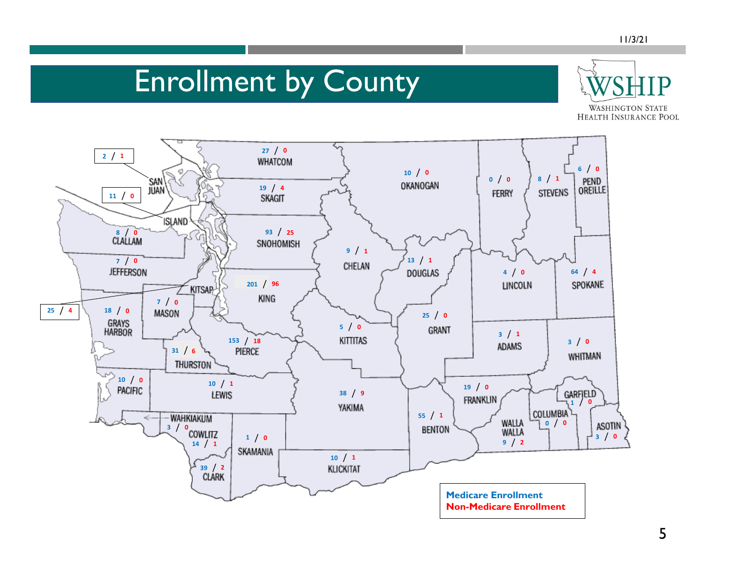# Enrollment by County

WSHIP
WASHINGTON STATE HEALTH INSURANCE POOL

SAN JUAN 2 / 1
ISLAND 11 / 0
WHATCOM 27 / 0
SKAGIT 19 / 4
OKANOGAN 10 / 0
FERRY 0 / 0
STEVENS 8 / 1
PEND OREILLE 6 / 0
CLALLAM 8 / 0
SNOHOMISH 93 / 25
CHELAN 9 / 1
DOUGLAS 13 / 1
JEFFERSON 7 / 0
LINCOLN 4 / 0
SPOKANE 64 / 4
KITSAP 25 / 4
KING 201 / 96
MASON 7 / 0
GRAYS HARBOR 18 / 0
KITTITAS 5 / 0
GRANT 25 / 0
ADAMS 3 / 1
WHITMAN 3 / 0
PIERCE 153 / 18
THURSTON 31 / 6
PACIFIC 10 / 0
LEWIS 10 / 1
YAKIMA 38 / 9
FRANKLIN 19 / 0
GARFIELD 1 / 0
BENTON 55 / 1
COLUMBIA 0 / 0
WALLA WALLA 9 / 2
ASOTIN 3 / 0
WAHKIAKUM 3 / 0
COWLITZ 14 / 1
SKAMANIA 1 / 0
KLICKITAT 10 / 1
CLARK 39 / 2

Medicare Enrollment
Non-Medicare Enrollment